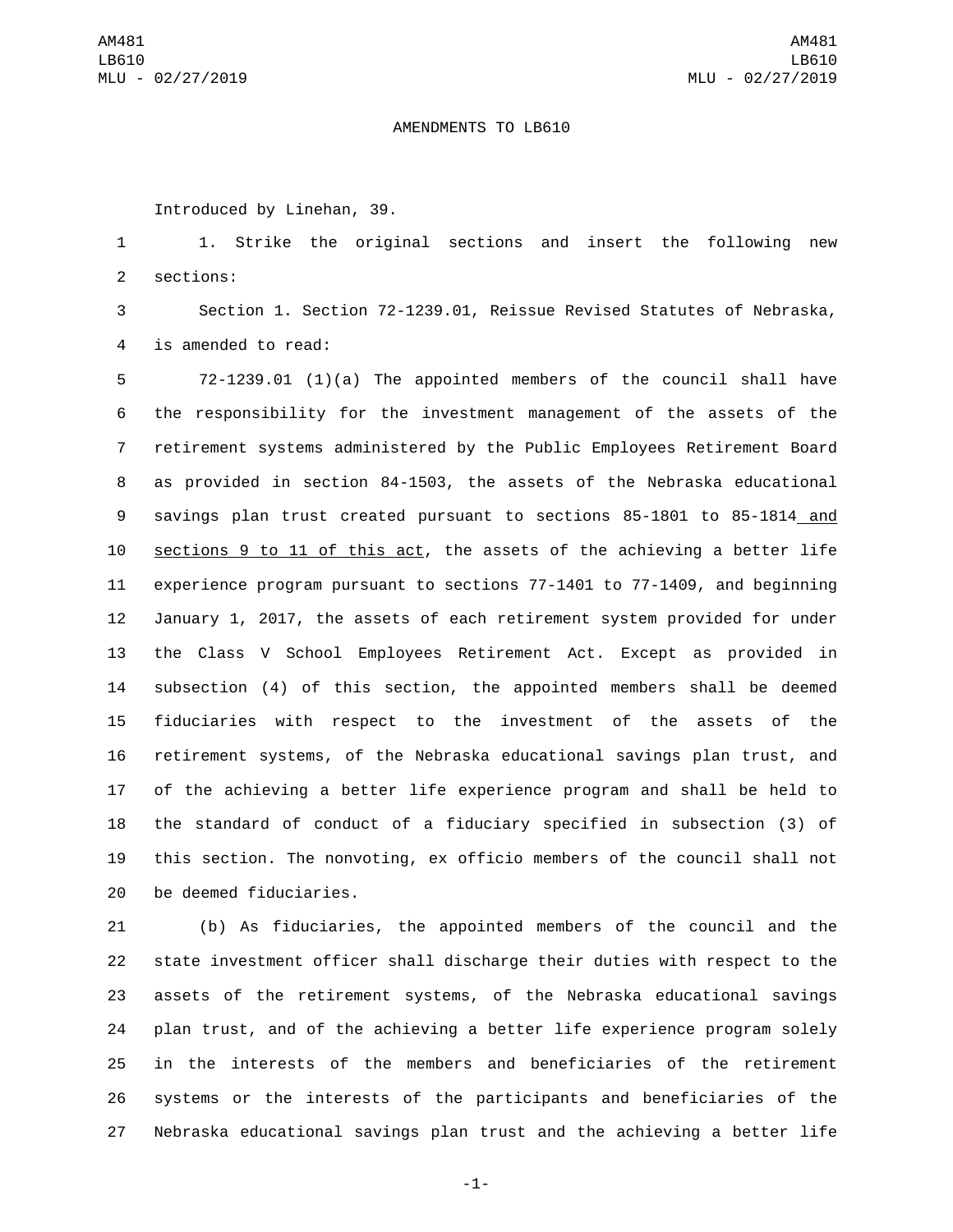AMENDMENTS TO LB610

Introduced by Linehan, 39.

1. Strike the original sections and insert the following new sections:

Section 1. Section 72-1239.01, Reissue Revised Statutes of Nebraska, is amended to read:

72-1239.01 (1)(a) The appointed members of the council shall have the responsibility for the investment management of the assets of the retirement systems administered by the Public Employees Retirement Board as provided in section 84-1503, the assets of the Nebraska educational savings plan trust created pursuant to sections 85-1801 to 85-1814 and sections 9 to 11 of this act, the assets of the achieving a better life experience program pursuant to sections 77-1401 to 77-1409, and beginning January 1, 2017, the assets of each retirement system provided for under the Class V School Employees Retirement Act. Except as provided in subsection (4) of this section, the appointed members shall be deemed fiduciaries with respect to the investment of the assets of the retirement systems, of the Nebraska educational savings plan trust, and of the achieving a better life experience program and shall be held to the standard of conduct of a fiduciary specified in subsection (3) of this section. The nonvoting, ex officio members of the council shall not be deemed fiduciaries.

(b) As fiduciaries, the appointed members of the council and the state investment officer shall discharge their duties with respect to the assets of the retirement systems, of the Nebraska educational savings plan trust, and of the achieving a better life experience program solely in the interests of the members and beneficiaries of the retirement systems or the interests of the participants and beneficiaries of the Nebraska educational savings plan trust and the achieving a better life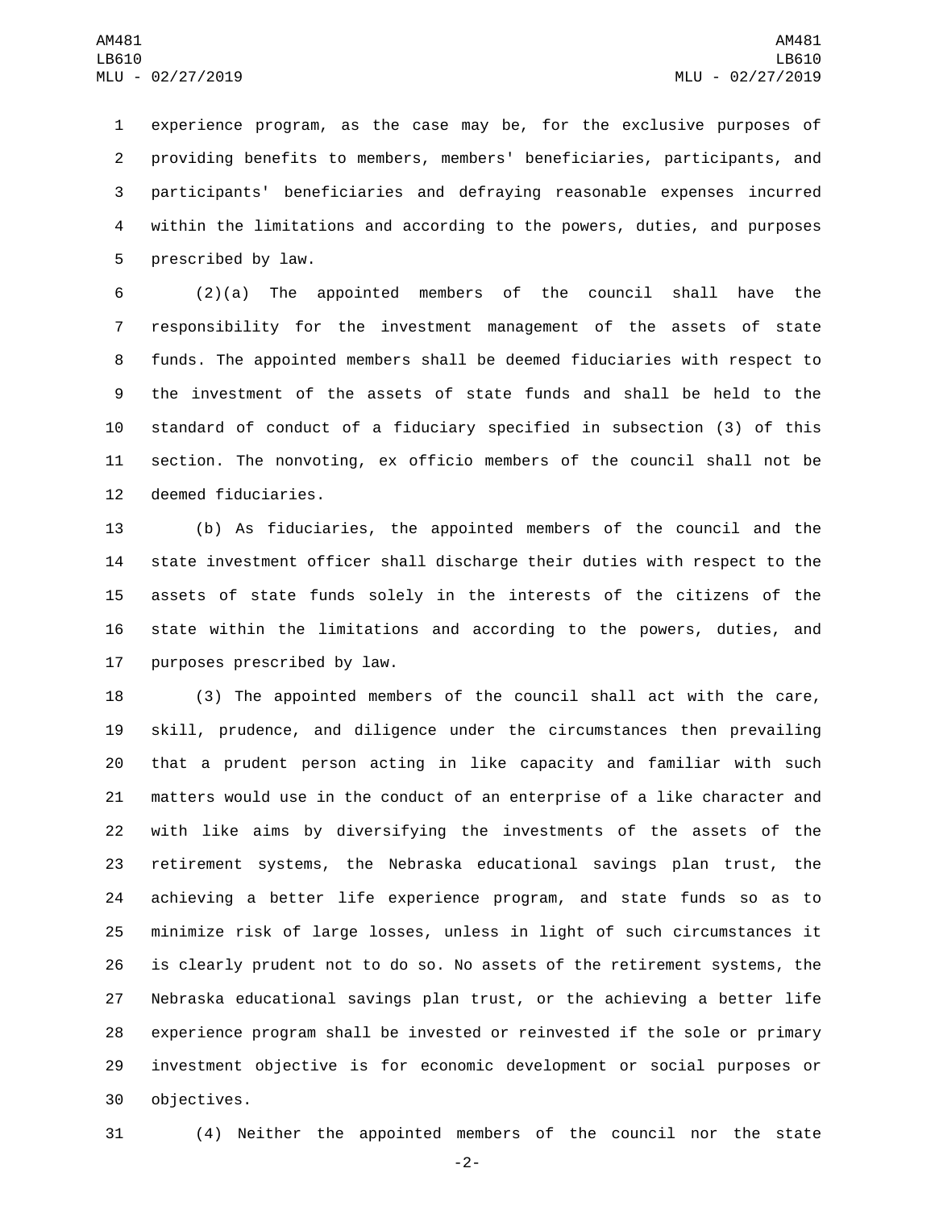experience program, as the case may be, for the exclusive purposes of providing benefits to members, members' beneficiaries, participants, and participants' beneficiaries and defraying reasonable expenses incurred within the limitations and according to the powers, duties, and purposes prescribed by law.

(2)(a) The appointed members of the council shall have the responsibility for the investment management of the assets of state funds. The appointed members shall be deemed fiduciaries with respect to the investment of the assets of state funds and shall be held to the standard of conduct of a fiduciary specified in subsection (3) of this section. The nonvoting, ex officio members of the council shall not be deemed fiduciaries.

(b) As fiduciaries, the appointed members of the council and the state investment officer shall discharge their duties with respect to the assets of state funds solely in the interests of the citizens of the state within the limitations and according to the powers, duties, and purposes prescribed by law.

(3) The appointed members of the council shall act with the care, skill, prudence, and diligence under the circumstances then prevailing that a prudent person acting in like capacity and familiar with such matters would use in the conduct of an enterprise of a like character and with like aims by diversifying the investments of the assets of the retirement systems, the Nebraska educational savings plan trust, the achieving a better life experience program, and state funds so as to minimize risk of large losses, unless in light of such circumstances it is clearly prudent not to do so. No assets of the retirement systems, the Nebraska educational savings plan trust, or the achieving a better life experience program shall be invested or reinvested if the sole or primary investment objective is for economic development or social purposes or objectives.

(4) Neither the appointed members of the council nor the state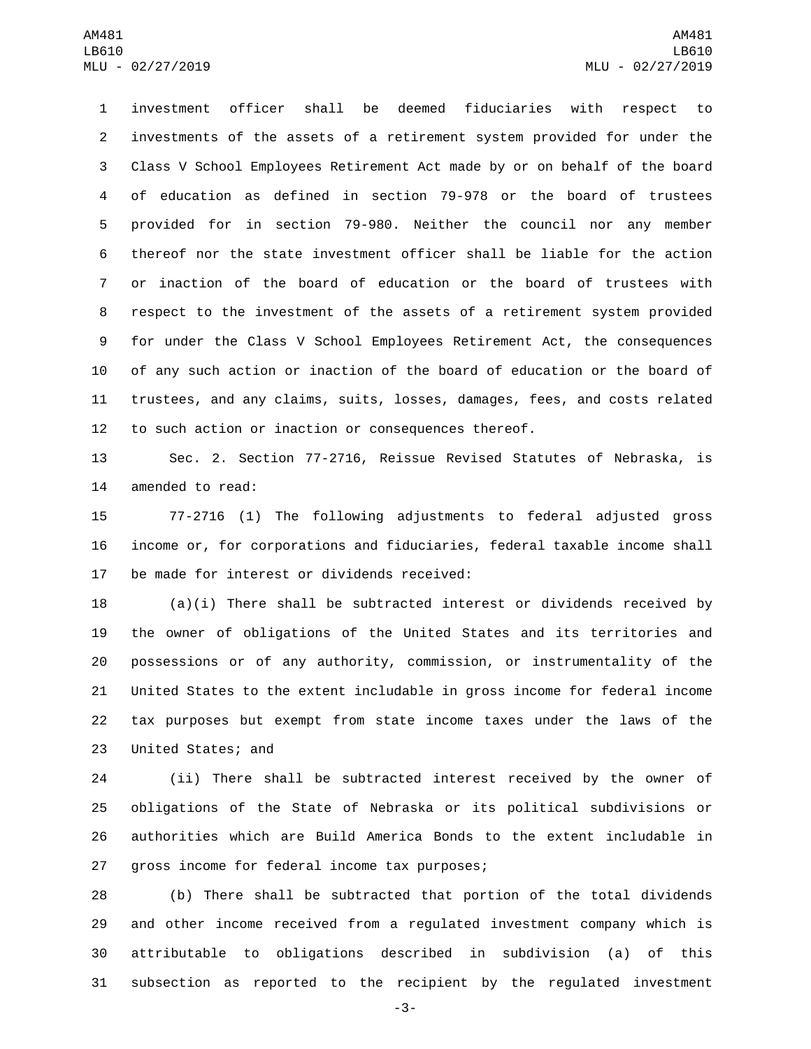investment officer shall be deemed fiduciaries with respect to investments of the assets of a retirement system provided for under the Class V School Employees Retirement Act made by or on behalf of the board of education as defined in section 79-978 or the board of trustees provided for in section 79-980. Neither the council nor any member thereof nor the state investment officer shall be liable for the action or inaction of the board of education or the board of trustees with respect to the investment of the assets of a retirement system provided for under the Class V School Employees Retirement Act, the consequences of any such action or inaction of the board of education or the board of trustees, and any claims, suits, losses, damages, fees, and costs related to such action or inaction or consequences thereof.

Sec. 2. Section 77-2716, Reissue Revised Statutes of Nebraska, is amended to read:

77-2716 (1) The following adjustments to federal adjusted gross income or, for corporations and fiduciaries, federal taxable income shall be made for interest or dividends received:

(a)(i) There shall be subtracted interest or dividends received by the owner of obligations of the United States and its territories and possessions or of any authority, commission, or instrumentality of the United States to the extent includable in gross income for federal income tax purposes but exempt from state income taxes under the laws of the United States; and

(ii) There shall be subtracted interest received by the owner of obligations of the State of Nebraska or its political subdivisions or authorities which are Build America Bonds to the extent includable in gross income for federal income tax purposes;

(b) There shall be subtracted that portion of the total dividends and other income received from a regulated investment company which is attributable to obligations described in subdivision (a) of this subsection as reported to the recipient by the regulated investment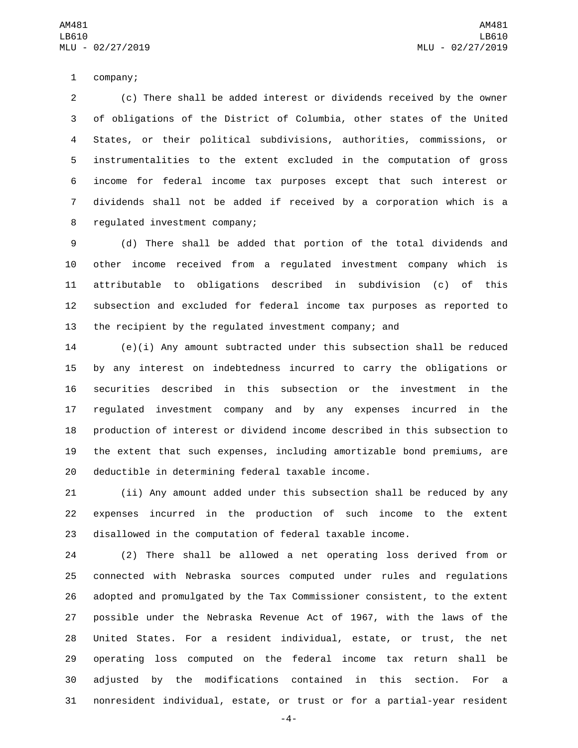company;

(c) There shall be added interest or dividends received by the owner of obligations of the District of Columbia, other states of the United States, or their political subdivisions, authorities, commissions, or instrumentalities to the extent excluded in the computation of gross income for federal income tax purposes except that such interest or dividends shall not be added if received by a corporation which is a regulated investment company;

(d) There shall be added that portion of the total dividends and other income received from a regulated investment company which is attributable to obligations described in subdivision (c) of this subsection and excluded for federal income tax purposes as reported to the recipient by the regulated investment company; and

(e)(i) Any amount subtracted under this subsection shall be reduced by any interest on indebtedness incurred to carry the obligations or securities described in this subsection or the investment in the regulated investment company and by any expenses incurred in the production of interest or dividend income described in this subsection to the extent that such expenses, including amortizable bond premiums, are deductible in determining federal taxable income.

(ii) Any amount added under this subsection shall be reduced by any expenses incurred in the production of such income to the extent disallowed in the computation of federal taxable income.

(2) There shall be allowed a net operating loss derived from or connected with Nebraska sources computed under rules and regulations adopted and promulgated by the Tax Commissioner consistent, to the extent possible under the Nebraska Revenue Act of 1967, with the laws of the United States. For a resident individual, estate, or trust, the net operating loss computed on the federal income tax return shall be adjusted by the modifications contained in this section. For a nonresident individual, estate, or trust or for a partial-year resident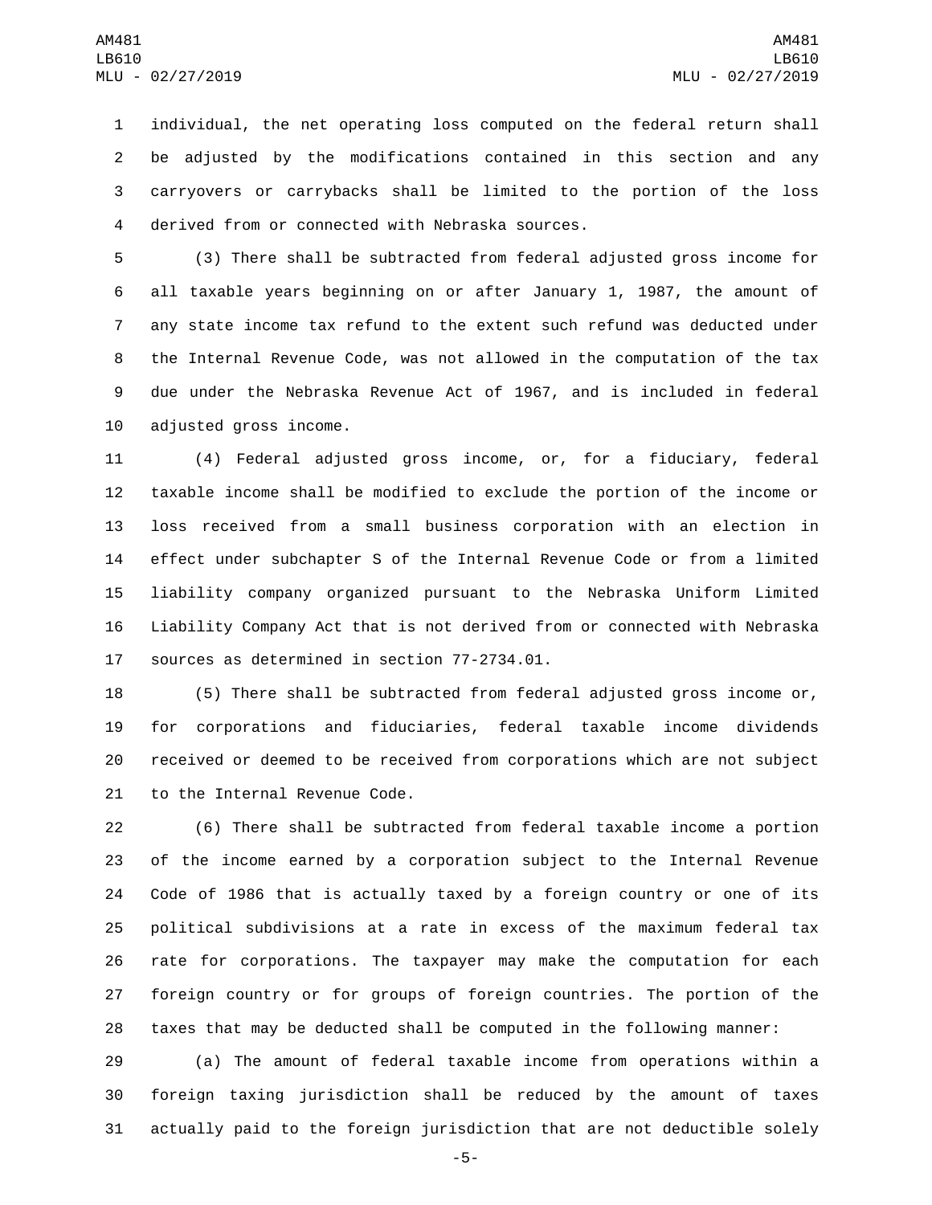individual, the net operating loss computed on the federal return shall be adjusted by the modifications contained in this section and any carryovers or carrybacks shall be limited to the portion of the loss derived from or connected with Nebraska sources.

(3) There shall be subtracted from federal adjusted gross income for all taxable years beginning on or after January 1, 1987, the amount of any state income tax refund to the extent such refund was deducted under the Internal Revenue Code, was not allowed in the computation of the tax due under the Nebraska Revenue Act of 1967, and is included in federal adjusted gross income.

(4) Federal adjusted gross income, or, for a fiduciary, federal taxable income shall be modified to exclude the portion of the income or loss received from a small business corporation with an election in effect under subchapter S of the Internal Revenue Code or from a limited liability company organized pursuant to the Nebraska Uniform Limited Liability Company Act that is not derived from or connected with Nebraska sources as determined in section 77-2734.01.

(5) There shall be subtracted from federal adjusted gross income or, for corporations and fiduciaries, federal taxable income dividends received or deemed to be received from corporations which are not subject to the Internal Revenue Code.

(6) There shall be subtracted from federal taxable income a portion of the income earned by a corporation subject to the Internal Revenue Code of 1986 that is actually taxed by a foreign country or one of its political subdivisions at a rate in excess of the maximum federal tax rate for corporations. The taxpayer may make the computation for each foreign country or for groups of foreign countries. The portion of the taxes that may be deducted shall be computed in the following manner:

(a) The amount of federal taxable income from operations within a foreign taxing jurisdiction shall be reduced by the amount of taxes actually paid to the foreign jurisdiction that are not deductible solely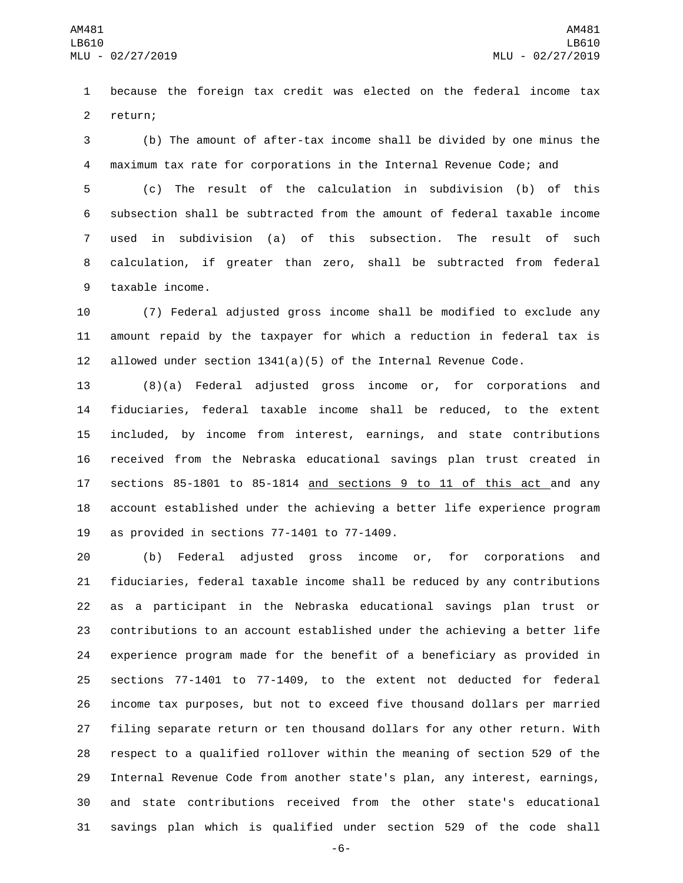because the foreign tax credit was elected on the federal income tax return;

(b) The amount of after-tax income shall be divided by one minus the maximum tax rate for corporations in the Internal Revenue Code; and

(c) The result of the calculation in subdivision (b) of this subsection shall be subtracted from the amount of federal taxable income used in subdivision (a) of this subsection. The result of such calculation, if greater than zero, shall be subtracted from federal taxable income.

(7) Federal adjusted gross income shall be modified to exclude any amount repaid by the taxpayer for which a reduction in federal tax is allowed under section 1341(a)(5) of the Internal Revenue Code.

(8)(a) Federal adjusted gross income or, for corporations and fiduciaries, federal taxable income shall be reduced, to the extent included, by income from interest, earnings, and state contributions received from the Nebraska educational savings plan trust created in sections 85-1801 to 85-1814 <u>and sections 9 to 11 of this act</u> and any account established under the achieving a better life experience program as provided in sections 77-1401 to 77-1409.

(b) Federal adjusted gross income or, for corporations and fiduciaries, federal taxable income shall be reduced by any contributions as a participant in the Nebraska educational savings plan trust or contributions to an account established under the achieving a better life experience program made for the benefit of a beneficiary as provided in sections 77-1401 to 77-1409, to the extent not deducted for federal income tax purposes, but not to exceed five thousand dollars per married filing separate return or ten thousand dollars for any other return. With respect to a qualified rollover within the meaning of section 529 of the Internal Revenue Code from another state's plan, any interest, earnings, and state contributions received from the other state's educational savings plan which is qualified under section 529 of the code shall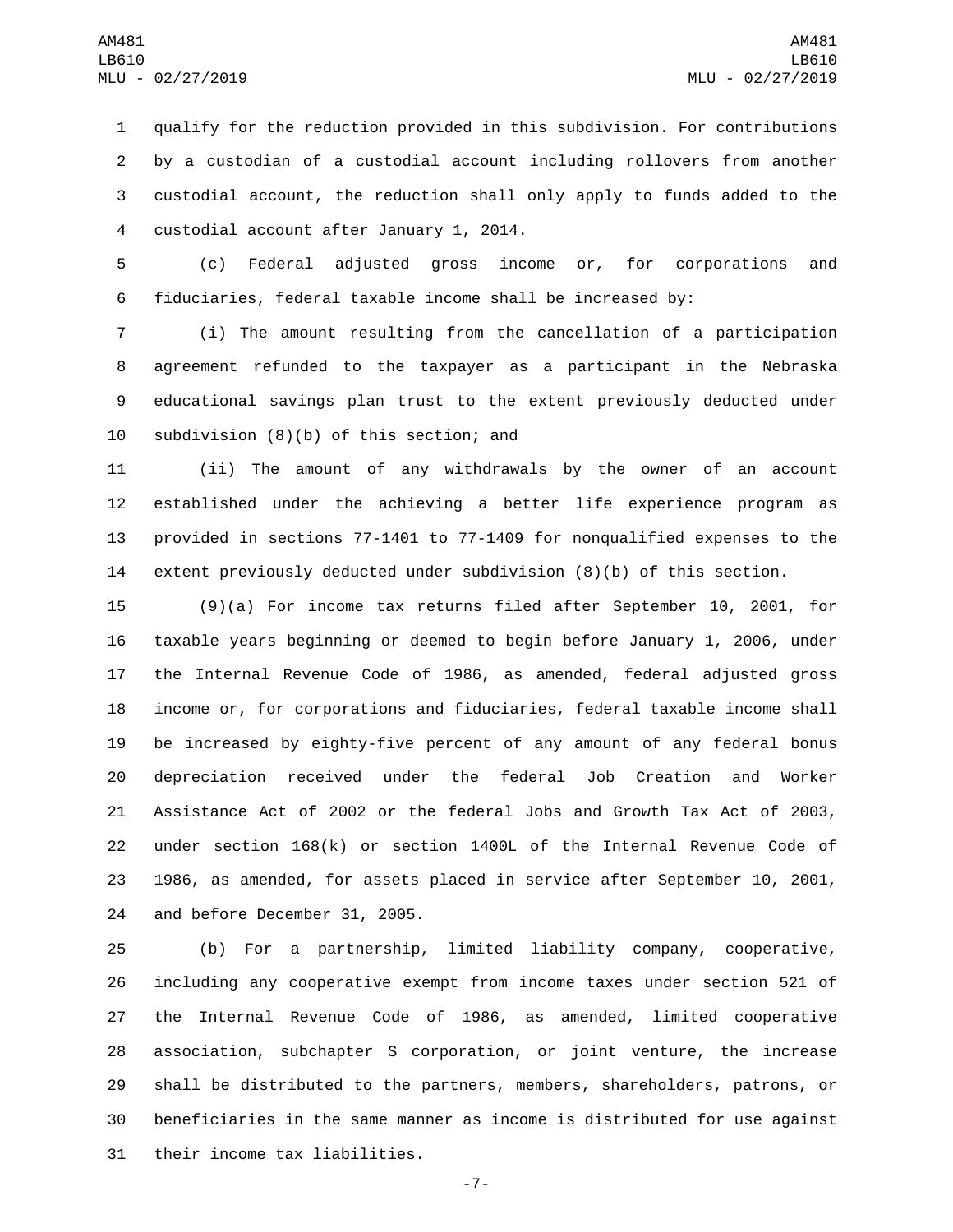qualify for the reduction provided in this subdivision. For contributions by a custodian of a custodial account including rollovers from another custodial account, the reduction shall only apply to funds added to the custodial account after January 1, 2014.

(c) Federal adjusted gross income or, for corporations and fiduciaries, federal taxable income shall be increased by:

(i) The amount resulting from the cancellation of a participation agreement refunded to the taxpayer as a participant in the Nebraska educational savings plan trust to the extent previously deducted under subdivision (8)(b) of this section; and

(ii) The amount of any withdrawals by the owner of an account established under the achieving a better life experience program as provided in sections 77-1401 to 77-1409 for nonqualified expenses to the extent previously deducted under subdivision (8)(b) of this section.

(9)(a) For income tax returns filed after September 10, 2001, for taxable years beginning or deemed to begin before January 1, 2006, under the Internal Revenue Code of 1986, as amended, federal adjusted gross income or, for corporations and fiduciaries, federal taxable income shall be increased by eighty-five percent of any amount of any federal bonus depreciation received under the federal Job Creation and Worker Assistance Act of 2002 or the federal Jobs and Growth Tax Act of 2003, under section 168(k) or section 1400L of the Internal Revenue Code of 1986, as amended, for assets placed in service after September 10, 2001, and before December 31, 2005.

(b) For a partnership, limited liability company, cooperative, including any cooperative exempt from income taxes under section 521 of the Internal Revenue Code of 1986, as amended, limited cooperative association, subchapter S corporation, or joint venture, the increase shall be distributed to the partners, members, shareholders, patrons, or beneficiaries in the same manner as income is distributed for use against their income tax liabilities.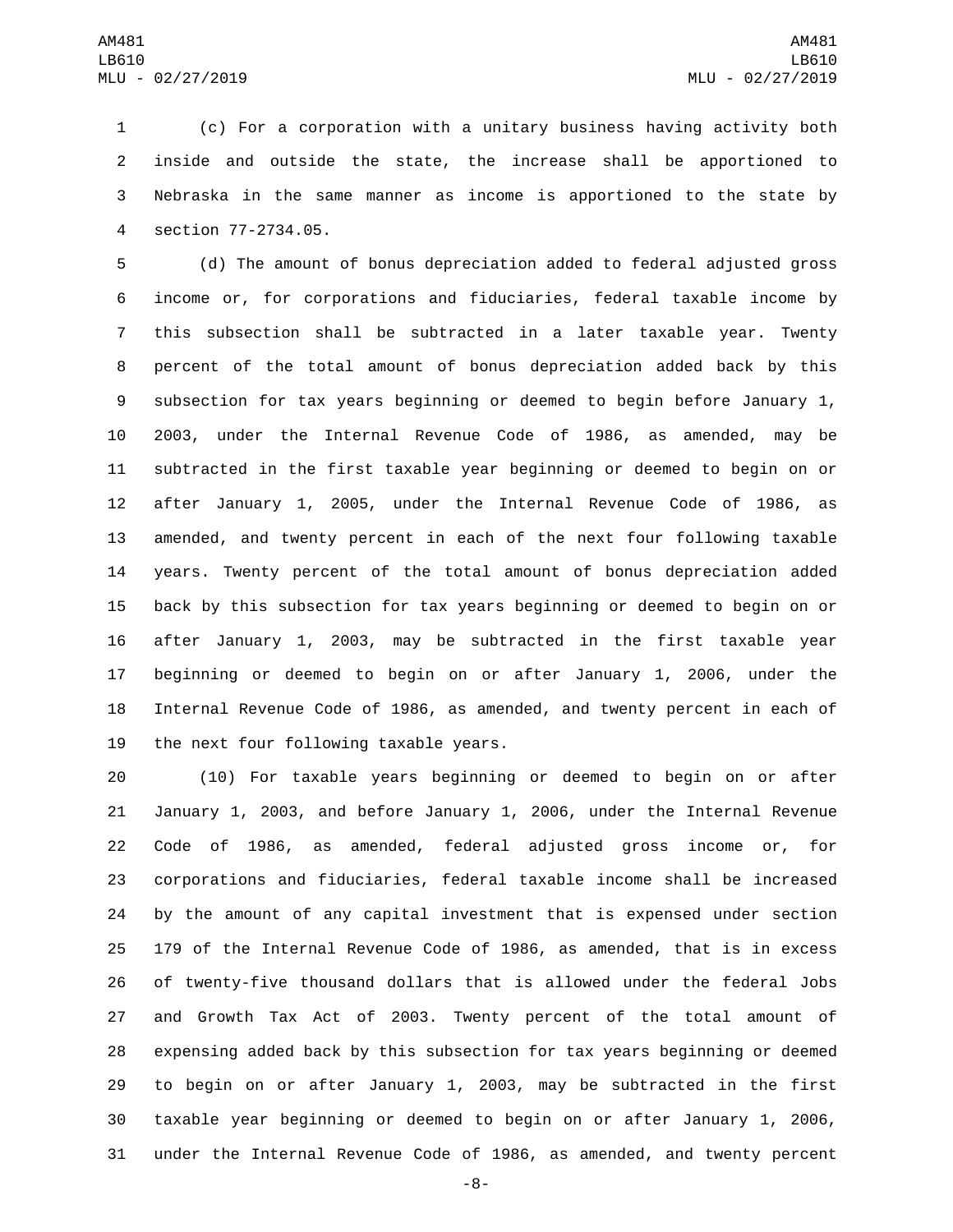(c) For a corporation with a unitary business having activity both inside and outside the state, the increase shall be apportioned to Nebraska in the same manner as income is apportioned to the state by section 77-2734.05.

(d) The amount of bonus depreciation added to federal adjusted gross income or, for corporations and fiduciaries, federal taxable income by this subsection shall be subtracted in a later taxable year. Twenty percent of the total amount of bonus depreciation added back by this subsection for tax years beginning or deemed to begin before January 1, 2003, under the Internal Revenue Code of 1986, as amended, may be subtracted in the first taxable year beginning or deemed to begin on or after January 1, 2005, under the Internal Revenue Code of 1986, as amended, and twenty percent in each of the next four following taxable years. Twenty percent of the total amount of bonus depreciation added back by this subsection for tax years beginning or deemed to begin on or after January 1, 2003, may be subtracted in the first taxable year beginning or deemed to begin on or after January 1, 2006, under the Internal Revenue Code of 1986, as amended, and twenty percent in each of the next four following taxable years.

(10) For taxable years beginning or deemed to begin on or after January 1, 2003, and before January 1, 2006, under the Internal Revenue Code of 1986, as amended, federal adjusted gross income or, for corporations and fiduciaries, federal taxable income shall be increased by the amount of any capital investment that is expensed under section 179 of the Internal Revenue Code of 1986, as amended, that is in excess of twenty-five thousand dollars that is allowed under the federal Jobs and Growth Tax Act of 2003. Twenty percent of the total amount of expensing added back by this subsection for tax years beginning or deemed to begin on or after January 1, 2003, may be subtracted in the first taxable year beginning or deemed to begin on or after January 1, 2006, under the Internal Revenue Code of 1986, as amended, and twenty percent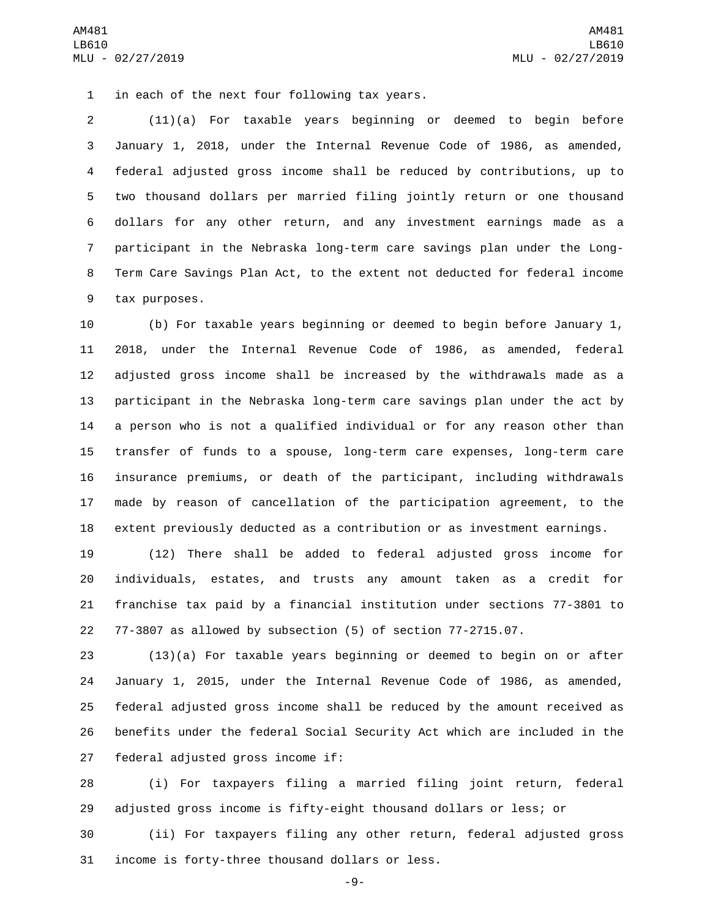in each of the next four following tax years.

(11)(a) For taxable years beginning or deemed to begin before January 1, 2018, under the Internal Revenue Code of 1986, as amended, federal adjusted gross income shall be reduced by contributions, up to two thousand dollars per married filing jointly return or one thousand dollars for any other return, and any investment earnings made as a participant in the Nebraska long-term care savings plan under the Long-Term Care Savings Plan Act, to the extent not deducted for federal income tax purposes.

(b) For taxable years beginning or deemed to begin before January 1, 2018, under the Internal Revenue Code of 1986, as amended, federal adjusted gross income shall be increased by the withdrawals made as a participant in the Nebraska long-term care savings plan under the act by a person who is not a qualified individual or for any reason other than transfer of funds to a spouse, long-term care expenses, long-term care insurance premiums, or death of the participant, including withdrawals made by reason of cancellation of the participation agreement, to the extent previously deducted as a contribution or as investment earnings.

(12) There shall be added to federal adjusted gross income for individuals, estates, and trusts any amount taken as a credit for franchise tax paid by a financial institution under sections 77-3801 to 77-3807 as allowed by subsection (5) of section 77-2715.07.

(13)(a) For taxable years beginning or deemed to begin on or after January 1, 2015, under the Internal Revenue Code of 1986, as amended, federal adjusted gross income shall be reduced by the amount received as benefits under the federal Social Security Act which are included in the federal adjusted gross income if:

(i) For taxpayers filing a married filing joint return, federal adjusted gross income is fifty-eight thousand dollars or less; or

(ii) For taxpayers filing any other return, federal adjusted gross income is forty-three thousand dollars or less.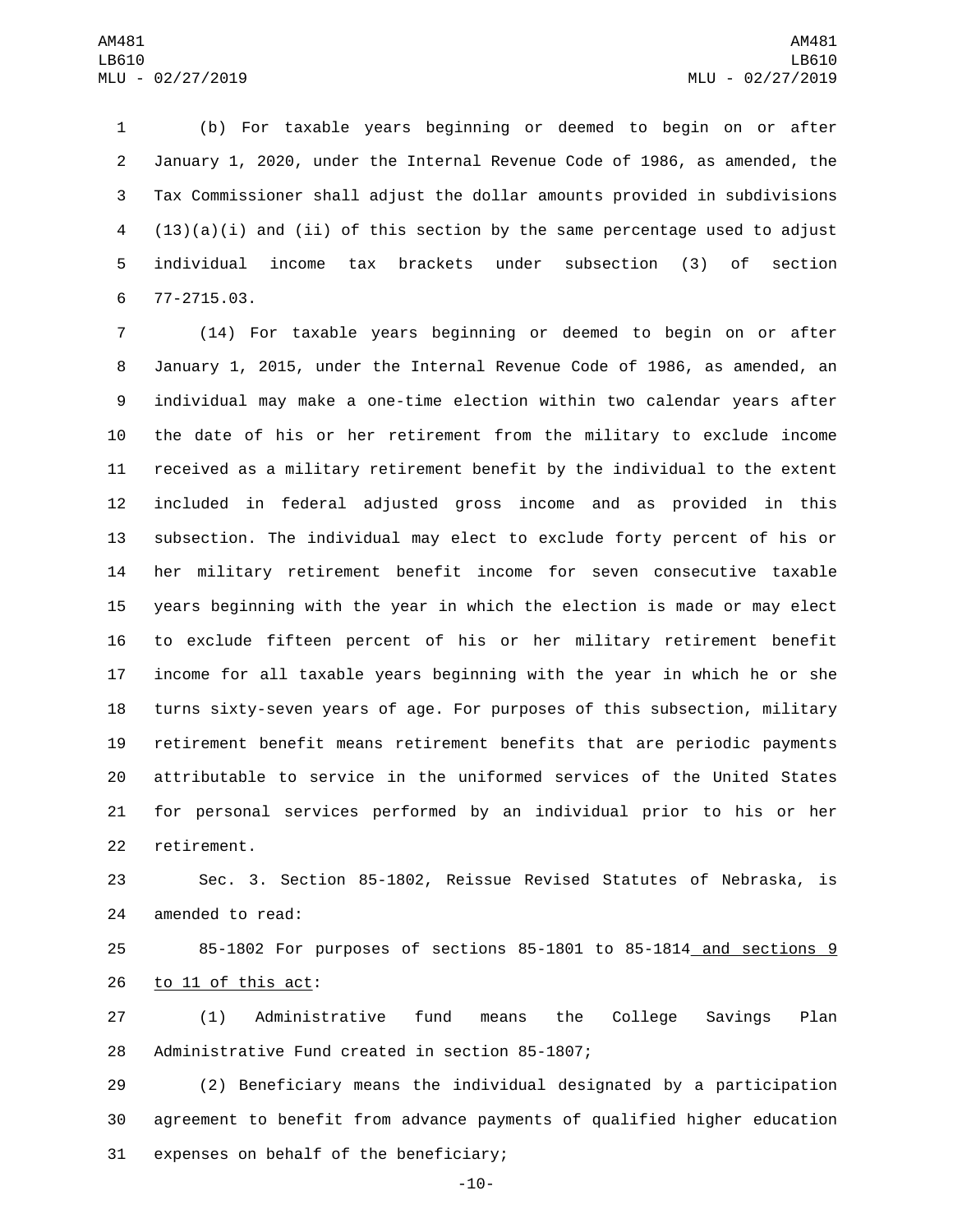(b) For taxable years beginning or deemed to begin on or after January 1, 2020, under the Internal Revenue Code of 1986, as amended, the Tax Commissioner shall adjust the dollar amounts provided in subdivisions (13)(a)(i) and (ii) of this section by the same percentage used to adjust individual income tax brackets under subsection (3) of section 77-2715.03.

(14) For taxable years beginning or deemed to begin on or after January 1, 2015, under the Internal Revenue Code of 1986, as amended, an individual may make a one-time election within two calendar years after the date of his or her retirement from the military to exclude income received as a military retirement benefit by the individual to the extent included in federal adjusted gross income and as provided in this subsection. The individual may elect to exclude forty percent of his or her military retirement benefit income for seven consecutive taxable years beginning with the year in which the election is made or may elect to exclude fifteen percent of his or her military retirement benefit income for all taxable years beginning with the year in which he or she turns sixty-seven years of age. For purposes of this subsection, military retirement benefit means retirement benefits that are periodic payments attributable to service in the uniformed services of the United States for personal services performed by an individual prior to his or her retirement.

Sec. 3. Section 85-1802, Reissue Revised Statutes of Nebraska, is amended to read:

85-1802 For purposes of sections 85-1801 to 85-1814 and sections 9 to 11 of this act:

(1) Administrative fund means the College Savings Plan Administrative Fund created in section 85-1807;

(2) Beneficiary means the individual designated by a participation agreement to benefit from advance payments of qualified higher education expenses on behalf of the beneficiary;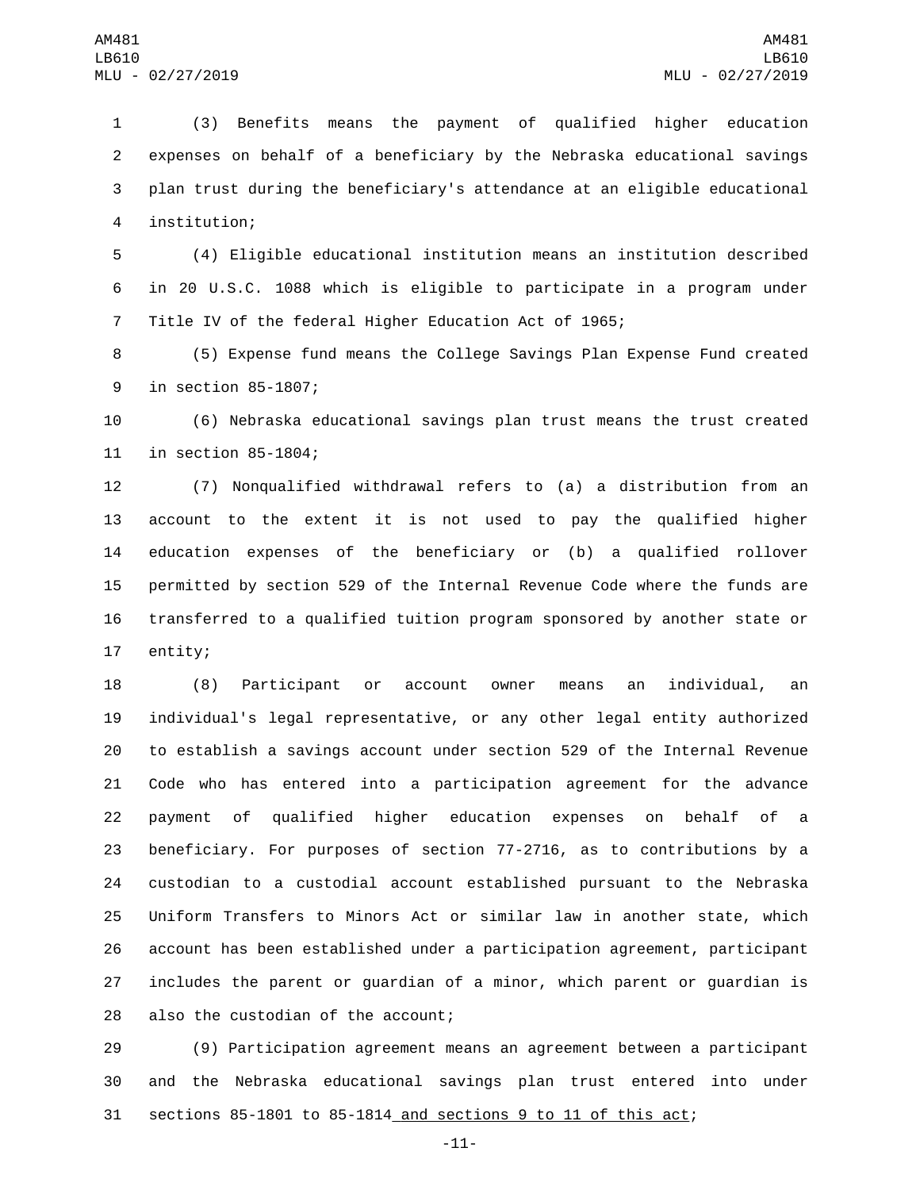(3) Benefits means the payment of qualified higher education expenses on behalf of a beneficiary by the Nebraska educational savings plan trust during the beneficiary's attendance at an eligible educational institution;

(4) Eligible educational institution means an institution described in 20 U.S.C. 1088 which is eligible to participate in a program under Title IV of the federal Higher Education Act of 1965;

(5) Expense fund means the College Savings Plan Expense Fund created in section 85-1807;

(6) Nebraska educational savings plan trust means the trust created in section 85-1804;

(7) Nonqualified withdrawal refers to (a) a distribution from an account to the extent it is not used to pay the qualified higher education expenses of the beneficiary or (b) a qualified rollover permitted by section 529 of the Internal Revenue Code where the funds are transferred to a qualified tuition program sponsored by another state or entity;

(8) Participant or account owner means an individual, an individual's legal representative, or any other legal entity authorized to establish a savings account under section 529 of the Internal Revenue Code who has entered into a participation agreement for the advance payment of qualified higher education expenses on behalf of a beneficiary. For purposes of section 77-2716, as to contributions by a custodian to a custodial account established pursuant to the Nebraska Uniform Transfers to Minors Act or similar law in another state, which account has been established under a participation agreement, participant includes the parent or guardian of a minor, which parent or guardian is also the custodian of the account;

(9) Participation agreement means an agreement between a participant and the Nebraska educational savings plan trust entered into under sections 85-1801 to 85-1814 <u>and sections 9 to 11 of this act</u>;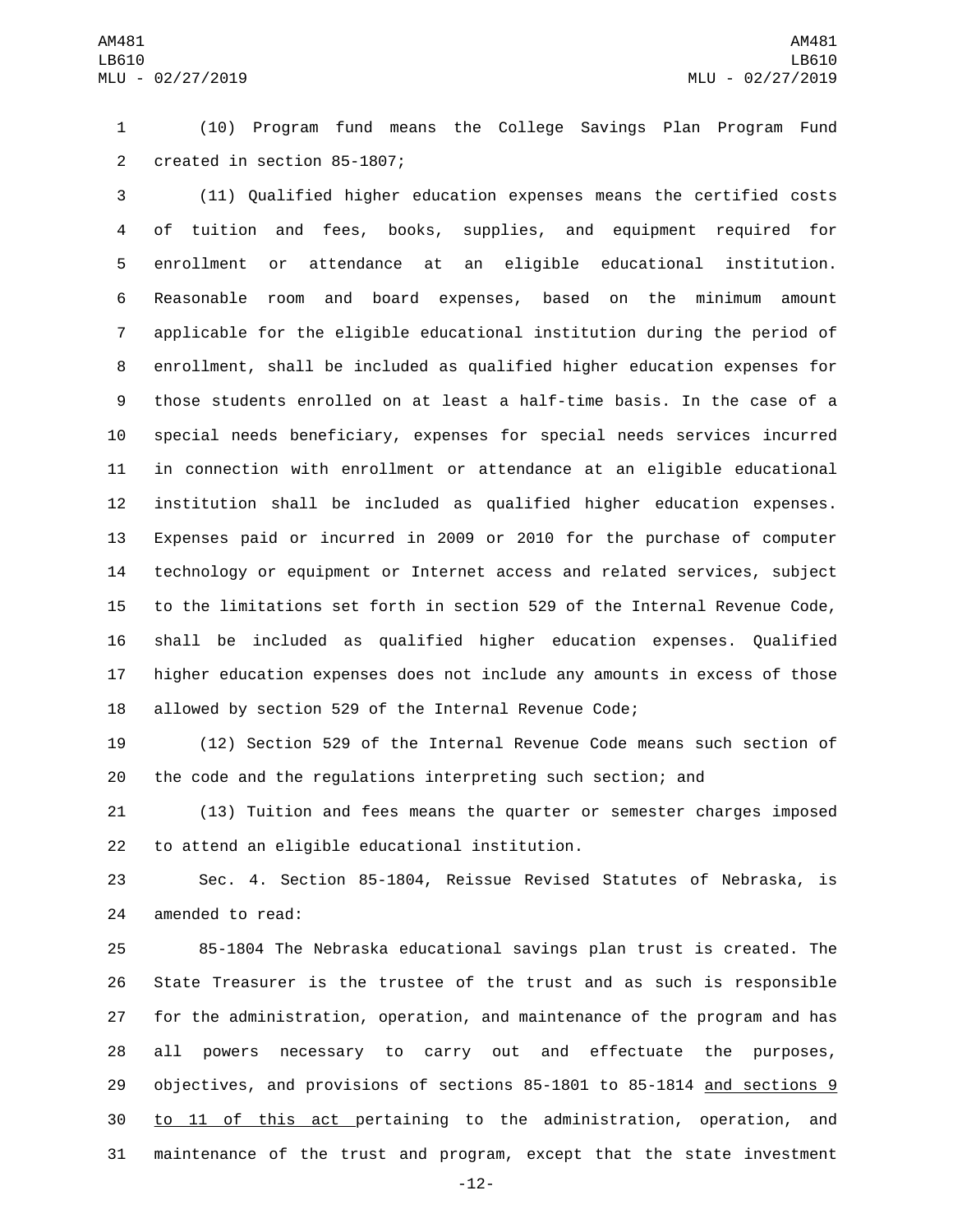(10) Program fund means the College Savings Plan Program Fund created in section 85-1807;

(11) Qualified higher education expenses means the certified costs of tuition and fees, books, supplies, and equipment required for enrollment or attendance at an eligible educational institution. Reasonable room and board expenses, based on the minimum amount applicable for the eligible educational institution during the period of enrollment, shall be included as qualified higher education expenses for those students enrolled on at least a half-time basis. In the case of a special needs beneficiary, expenses for special needs services incurred in connection with enrollment or attendance at an eligible educational institution shall be included as qualified higher education expenses. Expenses paid or incurred in 2009 or 2010 for the purchase of computer technology or equipment or Internet access and related services, subject to the limitations set forth in section 529 of the Internal Revenue Code, shall be included as qualified higher education expenses. Qualified higher education expenses does not include any amounts in excess of those allowed by section 529 of the Internal Revenue Code;

(12) Section 529 of the Internal Revenue Code means such section of the code and the regulations interpreting such section; and

(13) Tuition and fees means the quarter or semester charges imposed to attend an eligible educational institution.

Sec. 4. Section 85-1804, Reissue Revised Statutes of Nebraska, is amended to read:

85-1804 The Nebraska educational savings plan trust is created. The State Treasurer is the trustee of the trust and as such is responsible for the administration, operation, and maintenance of the program and has all powers necessary to carry out and effectuate the purposes, objectives, and provisions of sections 85-1801 to 85-1814 and sections 9 to 11 of this act pertaining to the administration, operation, and maintenance of the trust and program, except that the state investment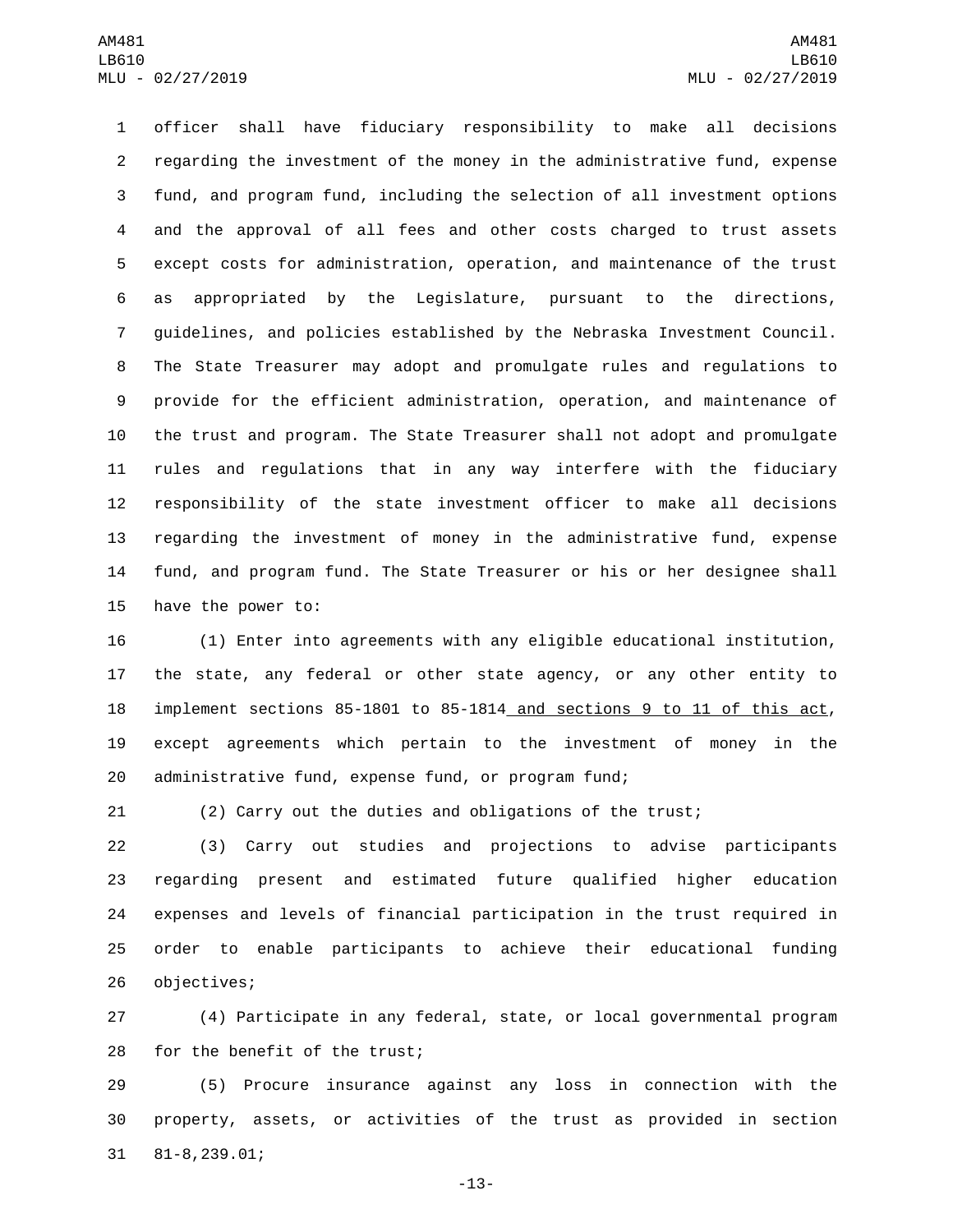officer shall have fiduciary responsibility to make all decisions regarding the investment of the money in the administrative fund, expense fund, and program fund, including the selection of all investment options and the approval of all fees and other costs charged to trust assets except costs for administration, operation, and maintenance of the trust as appropriated by the Legislature, pursuant to the directions, guidelines, and policies established by the Nebraska Investment Council. The State Treasurer may adopt and promulgate rules and regulations to provide for the efficient administration, operation, and maintenance of the trust and program. The State Treasurer shall not adopt and promulgate rules and regulations that in any way interfere with the fiduciary responsibility of the state investment officer to make all decisions regarding the investment of money in the administrative fund, expense fund, and program fund. The State Treasurer or his or her designee shall have the power to:

(1) Enter into agreements with any eligible educational institution, the state, any federal or other state agency, or any other entity to implement sections 85-1801 to 85-1814 and sections 9 to 11 of this act, except agreements which pertain to the investment of money in the administrative fund, expense fund, or program fund;

(2) Carry out the duties and obligations of the trust;

(3) Carry out studies and projections to advise participants regarding present and estimated future qualified higher education expenses and levels of financial participation in the trust required in order to enable participants to achieve their educational funding objectives;

(4) Participate in any federal, state, or local governmental program for the benefit of the trust;

(5) Procure insurance against any loss in connection with the property, assets, or activities of the trust as provided in section 81-8,239.01;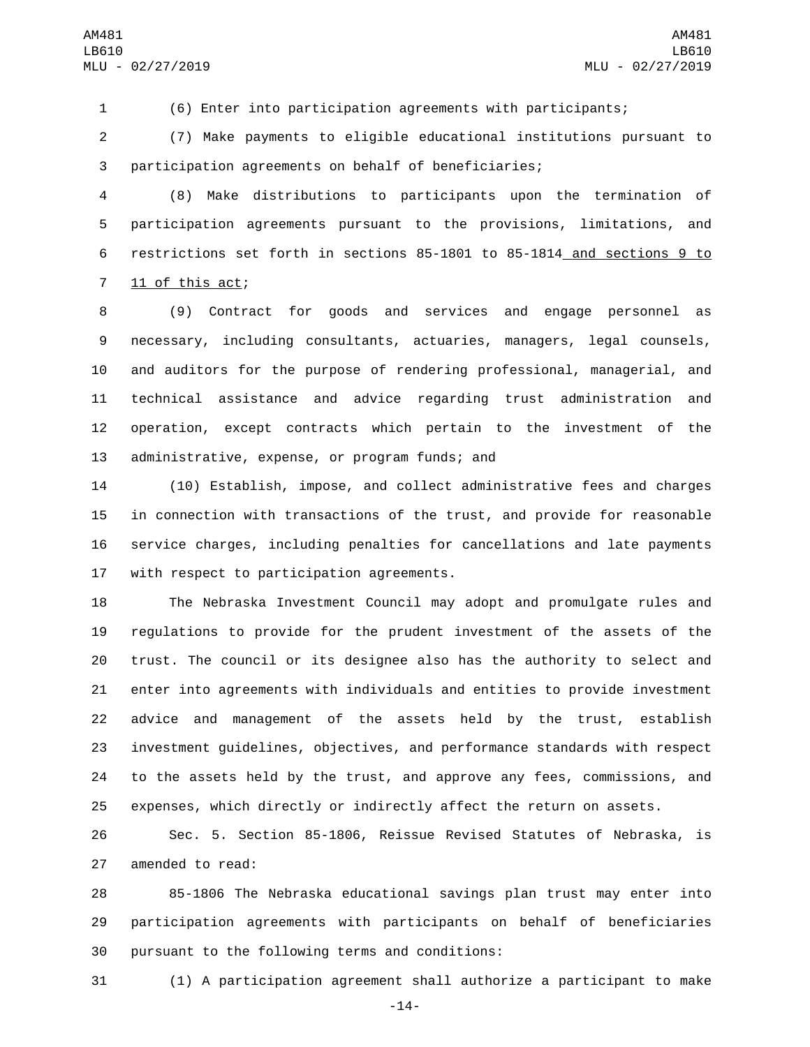(6) Enter into participation agreements with participants;

(7) Make payments to eligible educational institutions pursuant to participation agreements on behalf of beneficiaries;

(8) Make distributions to participants upon the termination of participation agreements pursuant to the provisions, limitations, and restrictions set forth in sections 85-1801 to 85-1814 and sections 9 to 11 of this act;

(9) Contract for goods and services and engage personnel as necessary, including consultants, actuaries, managers, legal counsels, and auditors for the purpose of rendering professional, managerial, and technical assistance and advice regarding trust administration and operation, except contracts which pertain to the investment of the administrative, expense, or program funds; and

(10) Establish, impose, and collect administrative fees and charges in connection with transactions of the trust, and provide for reasonable service charges, including penalties for cancellations and late payments with respect to participation agreements.

The Nebraska Investment Council may adopt and promulgate rules and regulations to provide for the prudent investment of the assets of the trust. The council or its designee also has the authority to select and enter into agreements with individuals and entities to provide investment advice and management of the assets held by the trust, establish investment guidelines, objectives, and performance standards with respect to the assets held by the trust, and approve any fees, commissions, and expenses, which directly or indirectly affect the return on assets.

Sec. 5. Section 85-1806, Reissue Revised Statutes of Nebraska, is amended to read:

85-1806 The Nebraska educational savings plan trust may enter into participation agreements with participants on behalf of beneficiaries pursuant to the following terms and conditions:

(1) A participation agreement shall authorize a participant to make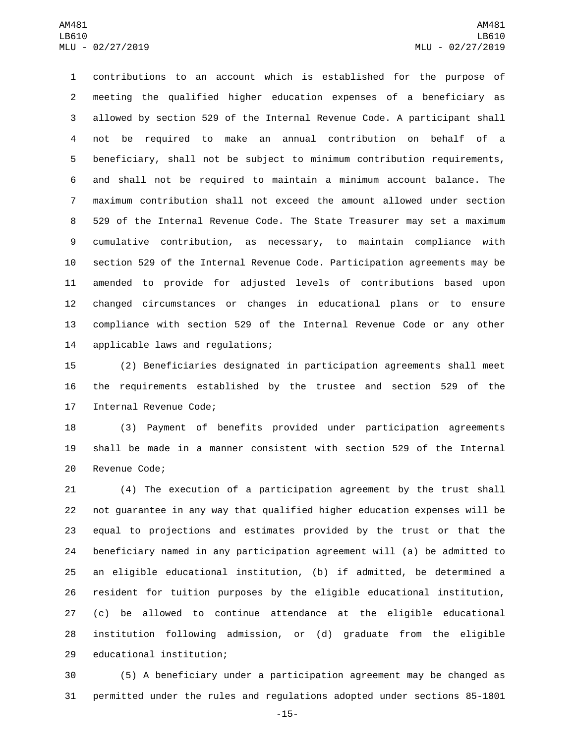contributions to an account which is established for the purpose of meeting the qualified higher education expenses of a beneficiary as allowed by section 529 of the Internal Revenue Code. A participant shall not be required to make an annual contribution on behalf of a beneficiary, shall not be subject to minimum contribution requirements, and shall not be required to maintain a minimum account balance. The maximum contribution shall not exceed the amount allowed under section 529 of the Internal Revenue Code. The State Treasurer may set a maximum cumulative contribution, as necessary, to maintain compliance with section 529 of the Internal Revenue Code. Participation agreements may be amended to provide for adjusted levels of contributions based upon changed circumstances or changes in educational plans or to ensure compliance with section 529 of the Internal Revenue Code or any other applicable laws and regulations;

(2) Beneficiaries designated in participation agreements shall meet the requirements established by the trustee and section 529 of the Internal Revenue Code;

(3) Payment of benefits provided under participation agreements shall be made in a manner consistent with section 529 of the Internal Revenue Code;

(4) The execution of a participation agreement by the trust shall not guarantee in any way that qualified higher education expenses will be equal to projections and estimates provided by the trust or that the beneficiary named in any participation agreement will (a) be admitted to an eligible educational institution, (b) if admitted, be determined a resident for tuition purposes by the eligible educational institution, (c) be allowed to continue attendance at the eligible educational institution following admission, or (d) graduate from the eligible educational institution;

(5) A beneficiary under a participation agreement may be changed as permitted under the rules and regulations adopted under sections 85-1801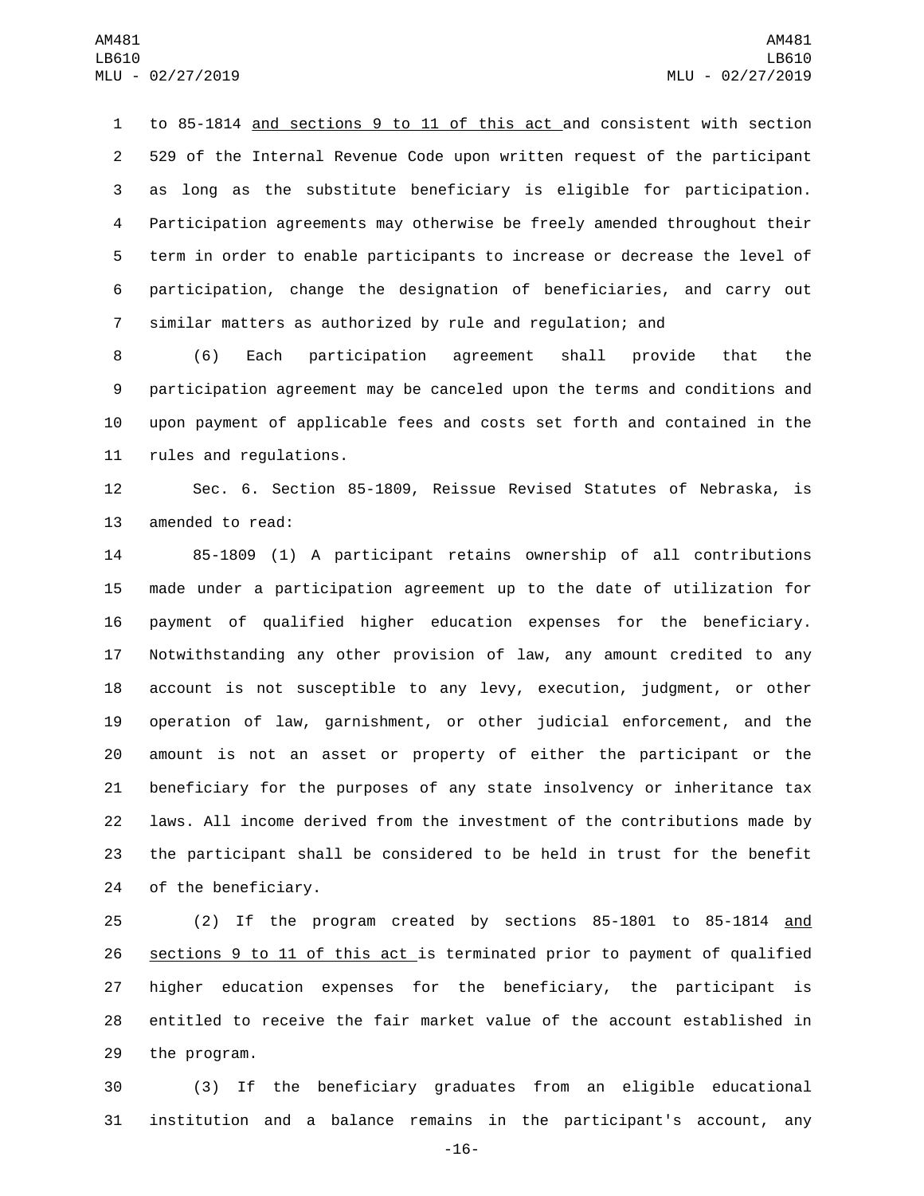to 85-1814 and sections 9 to 11 of this act and consistent with section 529 of the Internal Revenue Code upon written request of the participant as long as the substitute beneficiary is eligible for participation. Participation agreements may otherwise be freely amended throughout their term in order to enable participants to increase or decrease the level of participation, change the designation of beneficiaries, and carry out similar matters as authorized by rule and regulation; and

(6) Each participation agreement shall provide that the participation agreement may be canceled upon the terms and conditions and upon payment of applicable fees and costs set forth and contained in the rules and regulations.

Sec. 6. Section 85-1809, Reissue Revised Statutes of Nebraska, is amended to read:

85-1809 (1) A participant retains ownership of all contributions made under a participation agreement up to the date of utilization for payment of qualified higher education expenses for the beneficiary. Notwithstanding any other provision of law, any amount credited to any account is not susceptible to any levy, execution, judgment, or other operation of law, garnishment, or other judicial enforcement, and the amount is not an asset or property of either the participant or the beneficiary for the purposes of any state insolvency or inheritance tax laws. All income derived from the investment of the contributions made by the participant shall be considered to be held in trust for the benefit of the beneficiary.

(2) If the program created by sections 85-1801 to 85-1814 and sections 9 to 11 of this act is terminated prior to payment of qualified higher education expenses for the beneficiary, the participant is entitled to receive the fair market value of the account established in the program.

(3) If the beneficiary graduates from an eligible educational institution and a balance remains in the participant's account, any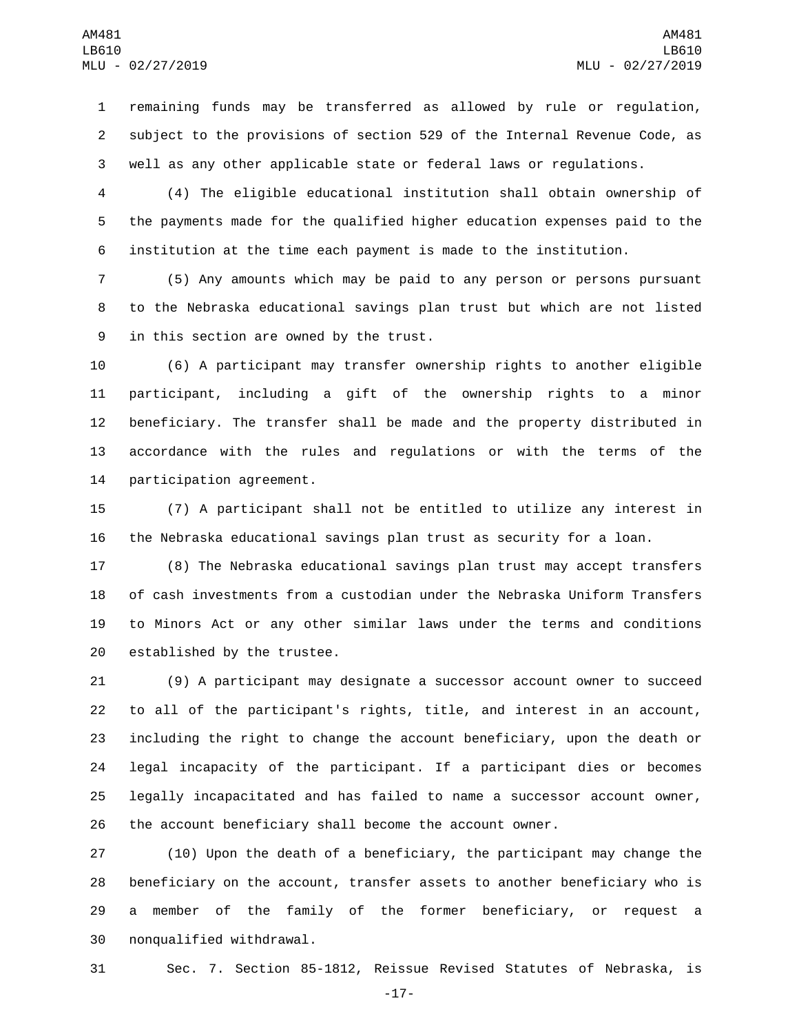remaining funds may be transferred as allowed by rule or regulation, subject to the provisions of section 529 of the Internal Revenue Code, as well as any other applicable state or federal laws or regulations.

(4) The eligible educational institution shall obtain ownership of the payments made for the qualified higher education expenses paid to the institution at the time each payment is made to the institution.

(5) Any amounts which may be paid to any person or persons pursuant to the Nebraska educational savings plan trust but which are not listed in this section are owned by the trust.

(6) A participant may transfer ownership rights to another eligible participant, including a gift of the ownership rights to a minor beneficiary. The transfer shall be made and the property distributed in accordance with the rules and regulations or with the terms of the participation agreement.

(7) A participant shall not be entitled to utilize any interest in the Nebraska educational savings plan trust as security for a loan.

(8) The Nebraska educational savings plan trust may accept transfers of cash investments from a custodian under the Nebraska Uniform Transfers to Minors Act or any other similar laws under the terms and conditions established by the trustee.

(9) A participant may designate a successor account owner to succeed to all of the participant's rights, title, and interest in an account, including the right to change the account beneficiary, upon the death or legal incapacity of the participant. If a participant dies or becomes legally incapacitated and has failed to name a successor account owner, the account beneficiary shall become the account owner.

(10) Upon the death of a beneficiary, the participant may change the beneficiary on the account, transfer assets to another beneficiary who is a member of the family of the former beneficiary, or request a nonqualified withdrawal.

Sec. 7. Section 85-1812, Reissue Revised Statutes of Nebraska, is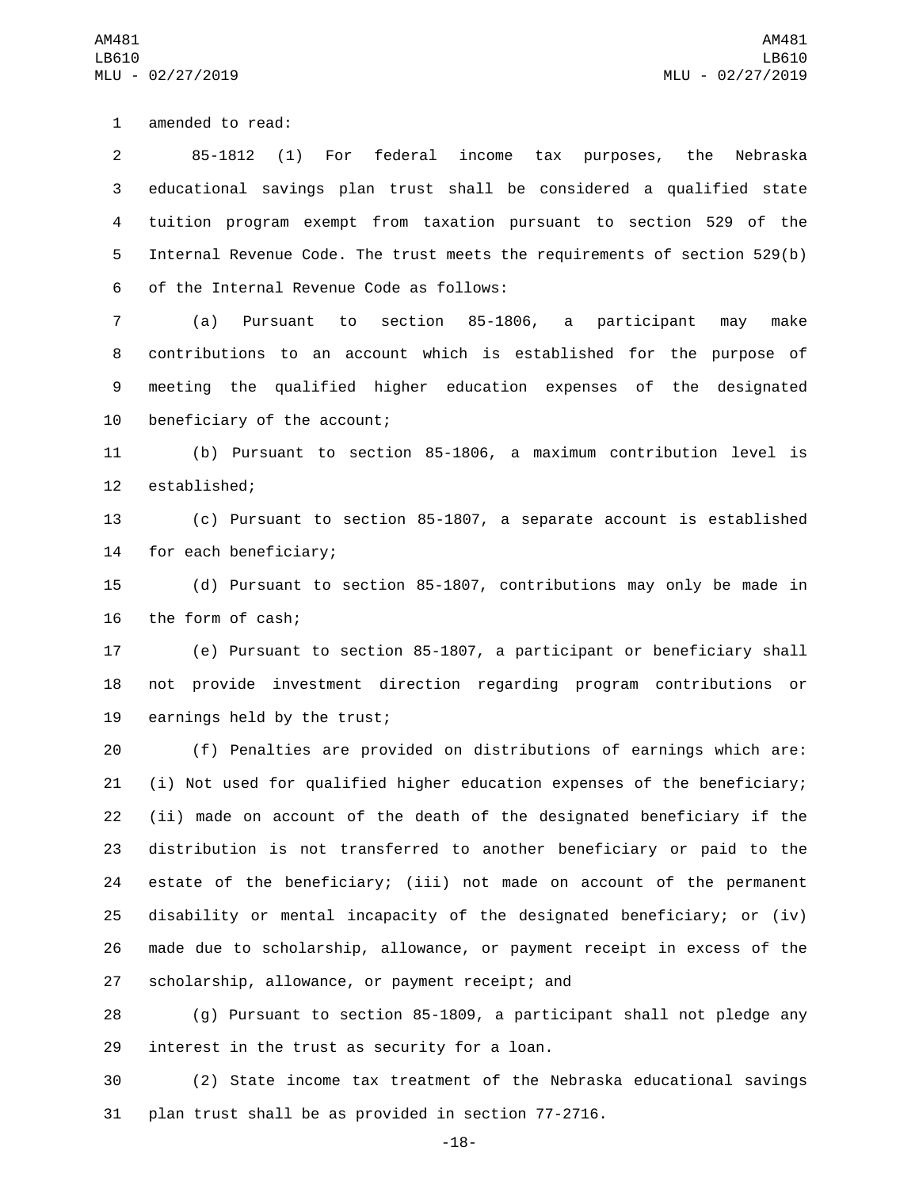amended to read:

85-1812 (1) For federal income tax purposes, the Nebraska educational savings plan trust shall be considered a qualified state tuition program exempt from taxation pursuant to section 529 of the Internal Revenue Code. The trust meets the requirements of section 529(b) of the Internal Revenue Code as follows:

(a) Pursuant to section 85-1806, a participant may make contributions to an account which is established for the purpose of meeting the qualified higher education expenses of the designated beneficiary of the account;

(b) Pursuant to section 85-1806, a maximum contribution level is established;

(c) Pursuant to section 85-1807, a separate account is established for each beneficiary;

(d) Pursuant to section 85-1807, contributions may only be made in the form of cash;

(e) Pursuant to section 85-1807, a participant or beneficiary shall not provide investment direction regarding program contributions or earnings held by the trust;

(f) Penalties are provided on distributions of earnings which are: (i) Not used for qualified higher education expenses of the beneficiary; (ii) made on account of the death of the designated beneficiary if the distribution is not transferred to another beneficiary or paid to the estate of the beneficiary; (iii) not made on account of the permanent disability or mental incapacity of the designated beneficiary; or (iv) made due to scholarship, allowance, or payment receipt in excess of the scholarship, allowance, or payment receipt; and

(g) Pursuant to section 85-1809, a participant shall not pledge any interest in the trust as security for a loan.

(2) State income tax treatment of the Nebraska educational savings plan trust shall be as provided in section 77-2716.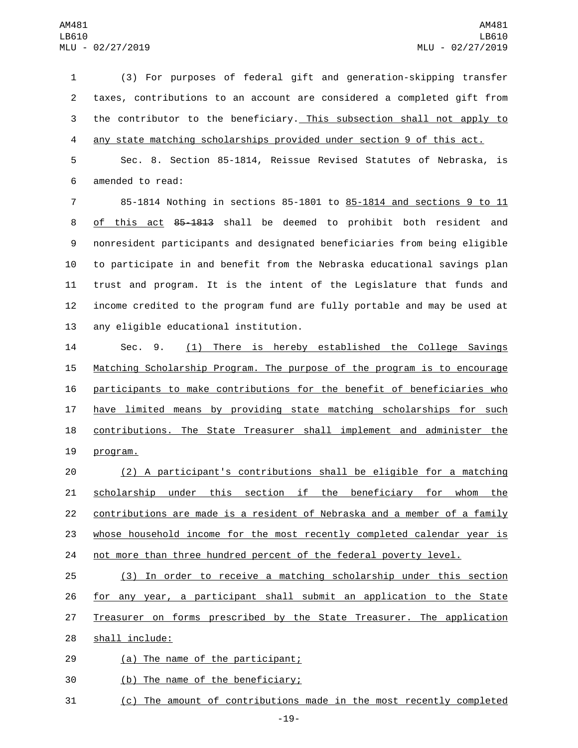(3) For purposes of federal gift and generation-skipping transfer taxes, contributions to an account are considered a completed gift from the contributor to the beneficiary. This subsection shall not apply to any state matching scholarships provided under section 9 of this act.

Sec. 8. Section 85-1814, Reissue Revised Statutes of Nebraska, is amended to read:

85-1814 Nothing in sections 85-1801 to 85-1814 and sections 9 to 11 of this act ~~85-1813~~ shall be deemed to prohibit both resident and nonresident participants and designated beneficiaries from being eligible to participate in and benefit from the Nebraska educational savings plan trust and program. It is the intent of the Legislature that funds and income credited to the program fund are fully portable and may be used at any eligible educational institution.

Sec. 9. (1) There is hereby established the College Savings Matching Scholarship Program. The purpose of the program is to encourage participants to make contributions for the benefit of beneficiaries who have limited means by providing state matching scholarships for such contributions. The State Treasurer shall implement and administer the program.

(2) A participant's contributions shall be eligible for a matching scholarship under this section if the beneficiary for whom the contributions are made is a resident of Nebraska and a member of a family whose household income for the most recently completed calendar year is not more than three hundred percent of the federal poverty level.

(3) In order to receive a matching scholarship under this section for any year, a participant shall submit an application to the State Treasurer on forms prescribed by the State Treasurer. The application shall include:

(a) The name of the participant;

(b) The name of the beneficiary;

(c) The amount of contributions made in the most recently completed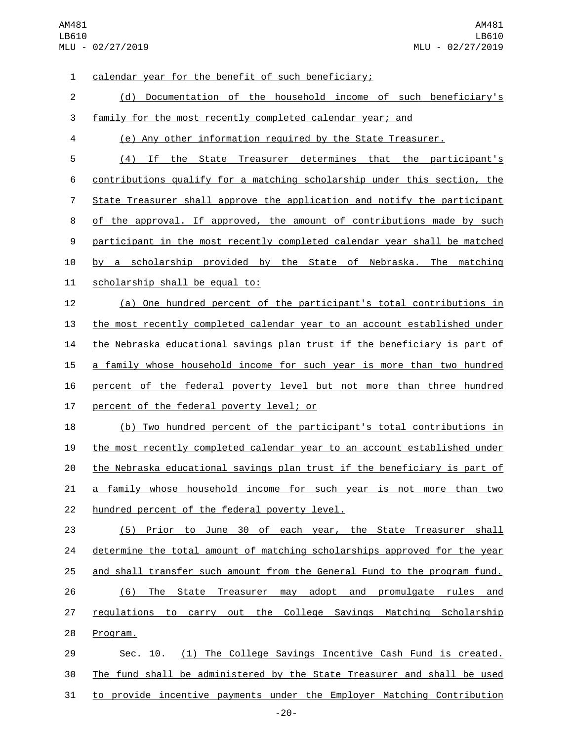calendar year for the benefit of such beneficiary;

(d) Documentation of the household income of such beneficiary's family for the most recently completed calendar year; and

(e) Any other information required by the State Treasurer.

(4) If the State Treasurer determines that the participant's contributions qualify for a matching scholarship under this section, the State Treasurer shall approve the application and notify the participant of the approval. If approved, the amount of contributions made by such participant in the most recently completed calendar year shall be matched by a scholarship provided by the State of Nebraska. The matching scholarship shall be equal to:

(a) One hundred percent of the participant's total contributions in the most recently completed calendar year to an account established under the Nebraska educational savings plan trust if the beneficiary is part of a family whose household income for such year is more than two hundred percent of the federal poverty level but not more than three hundred percent of the federal poverty level; or

(b) Two hundred percent of the participant's total contributions in the most recently completed calendar year to an account established under the Nebraska educational savings plan trust if the beneficiary is part of a family whose household income for such year is not more than two hundred percent of the federal poverty level.

(5) Prior to June 30 of each year, the State Treasurer shall determine the total amount of matching scholarships approved for the year and shall transfer such amount from the General Fund to the program fund.

(6) The State Treasurer may adopt and promulgate rules and regulations to carry out the College Savings Matching Scholarship Program.

Sec. 10. (1) The College Savings Incentive Cash Fund is created. The fund shall be administered by the State Treasurer and shall be used to provide incentive payments under the Employer Matching Contribution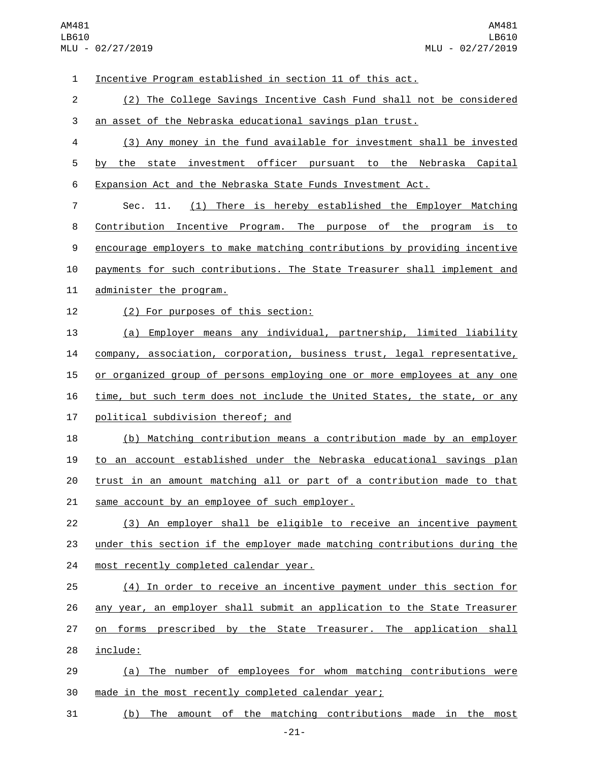Incentive Program established in section 11 of this act.

(2) The College Savings Incentive Cash Fund shall not be considered an asset of the Nebraska educational savings plan trust.

(3) Any money in the fund available for investment shall be invested by the state investment officer pursuant to the Nebraska Capital Expansion Act and the Nebraska State Funds Investment Act.

Sec. 11. (1) There is hereby established the Employer Matching Contribution Incentive Program. The purpose of the program is to encourage employers to make matching contributions by providing incentive payments for such contributions. The State Treasurer shall implement and administer the program.

(2) For purposes of this section:

(a) Employer means any individual, partnership, limited liability company, association, corporation, business trust, legal representative, or organized group of persons employing one or more employees at any one time, but such term does not include the United States, the state, or any political subdivision thereof; and

(b) Matching contribution means a contribution made by an employer to an account established under the Nebraska educational savings plan trust in an amount matching all or part of a contribution made to that same account by an employee of such employer.

(3) An employer shall be eligible to receive an incentive payment under this section if the employer made matching contributions during the most recently completed calendar year.

(4) In order to receive an incentive payment under this section for any year, an employer shall submit an application to the State Treasurer on forms prescribed by the State Treasurer. The application shall include:

(a) The number of employees for whom matching contributions were made in the most recently completed calendar year;

(b) The amount of the matching contributions made in the most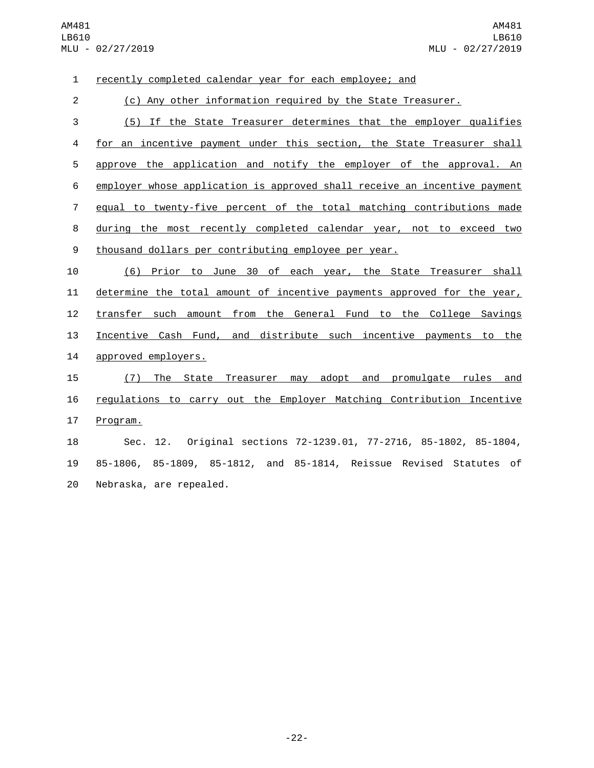recently completed calendar year for each employee; and

(c) Any other information required by the State Treasurer.

(5) If the State Treasurer determines that the employer qualifies for an incentive payment under this section, the State Treasurer shall approve the application and notify the employer of the approval. An employer whose application is approved shall receive an incentive payment equal to twenty-five percent of the total matching contributions made during the most recently completed calendar year, not to exceed two thousand dollars per contributing employee per year.

(6) Prior to June 30 of each year, the State Treasurer shall determine the total amount of incentive payments approved for the year, transfer such amount from the General Fund to the College Savings Incentive Cash Fund, and distribute such incentive payments to the approved employers.

(7) The State Treasurer may adopt and promulgate rules and regulations to carry out the Employer Matching Contribution Incentive Program.

Sec. 12. Original sections 72-1239.01, 77-2716, 85-1802, 85-1804, 85-1806, 85-1809, 85-1812, and 85-1814, Reissue Revised Statutes of Nebraska, are repealed.